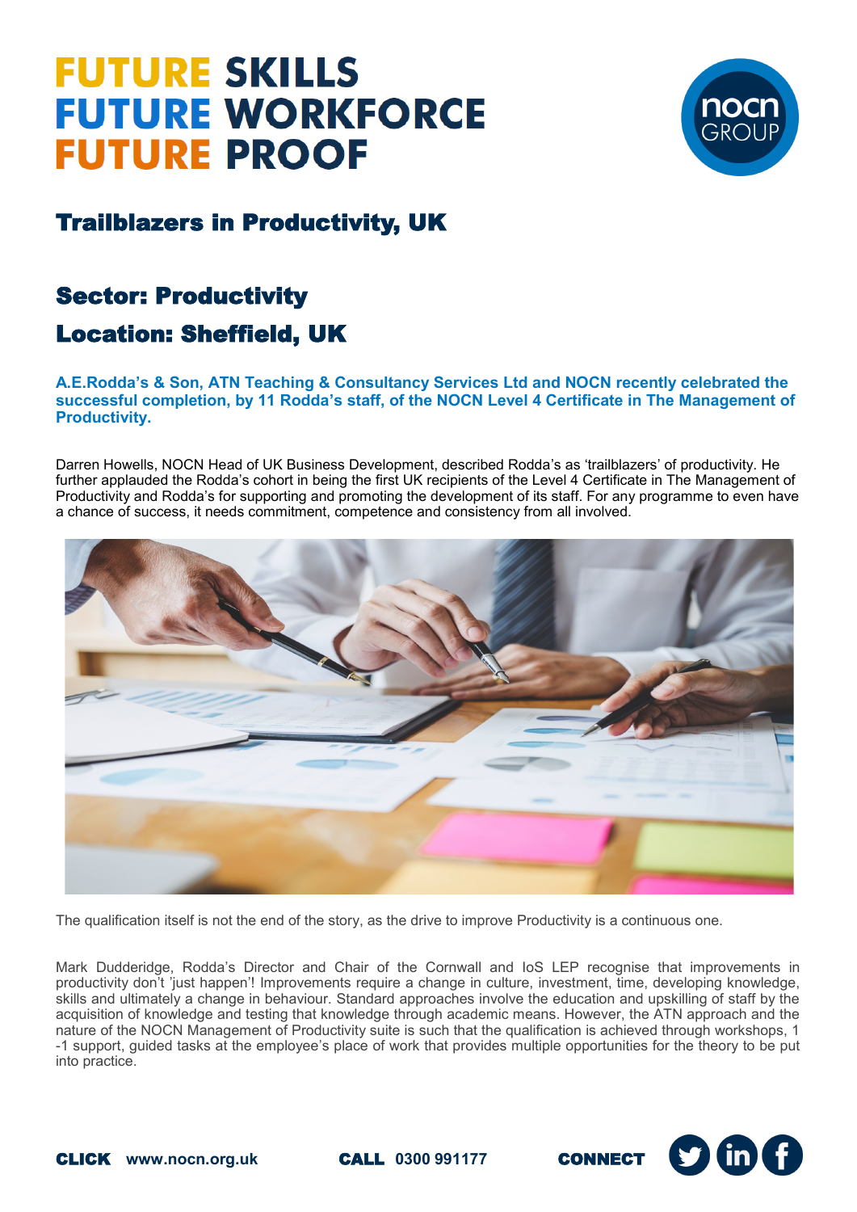# FUTURE SKILLS
# FUTURE WORKFORCE
# FUTURE PROOF

## Trailblazers in Productivity, UK

### Sector: Productivity

### Location: Sheffield, UK

**A.E.Rodda's & Son, ATN Teaching & Consultancy Services Ltd and NOCN recently celebrated the successful completion, by 11 Rodda's staff, of the NOCN Level 4 Certificate in The Management of Productivity.**

Darren Howells, NOCN Head of UK Business Development, described Rodda's as 'trailblazers' of productivity. He further applauded the Rodda's cohort in being the first UK recipients of the Level 4 Certificate in The Management of Productivity and Rodda's for supporting and promoting the development of its staff. For any programme to even have a chance of success, it needs commitment, competence and consistency from all involved.

The qualification itself is not the end of the story, as the drive to improve Productivity is a continuous one.

Mark Dudderidge, Rodda's Director and Chair of the Cornwall and IoS LEP recognise that improvements in productivity don't 'just happen'! Improvements require a change in culture, investment, time, developing knowledge, skills and ultimately a change in behaviour. Standard approaches involve the education and upskilling of staff by the acquisition of knowledge and testing that knowledge through academic means. However, the ATN approach and the nature of the NOCN Management of Productivity suite is such that the qualification is achieved through workshops, 1-1 support, guided tasks at the employee's place of work that provides multiple opportunities for the theory to be put into practice.

**CLICK** www.nocn.org.uk **CALL** 0300 991177 **CONNECT**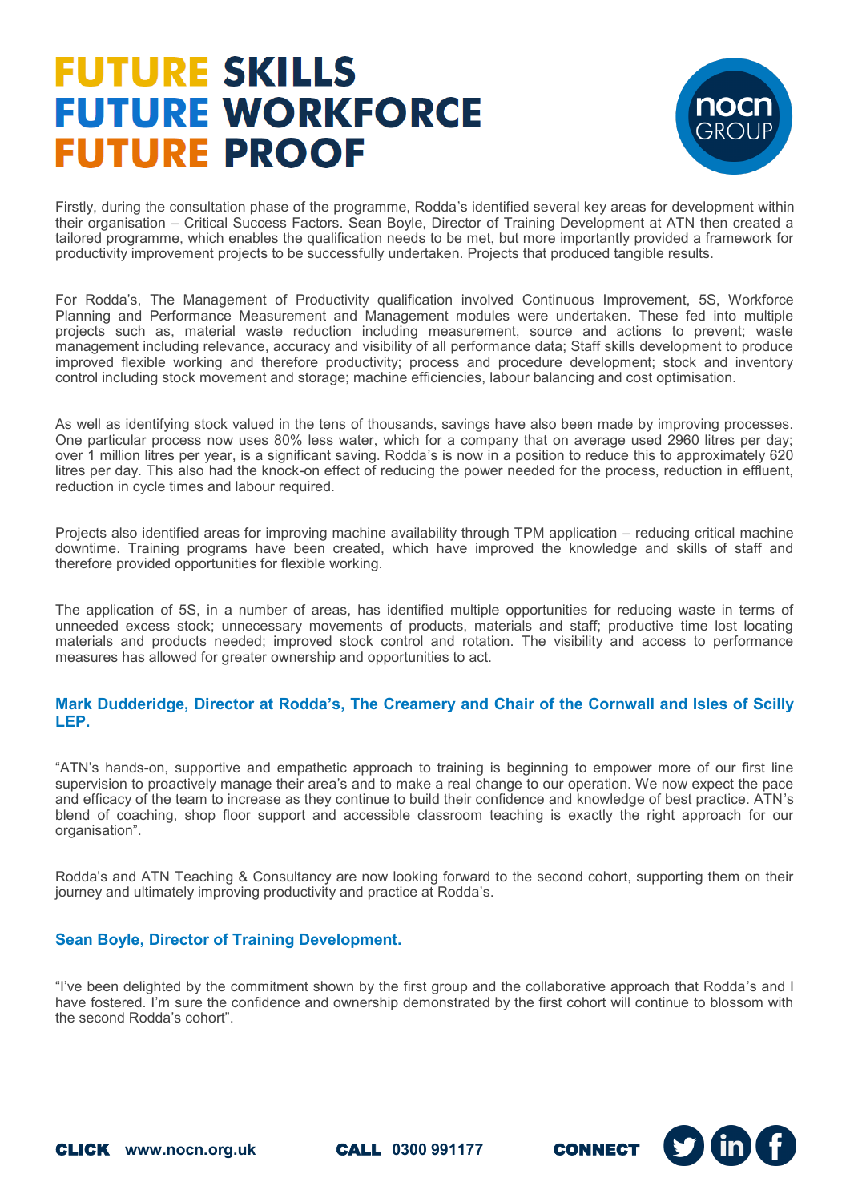# FUTURE SKILLS FUTURE WORKFORCE FUTURE PROOF

Firstly, during the consultation phase of the programme, Rodda's identified several key areas for development within their organisation – Critical Success Factors. Sean Boyle, Director of Training Development at ATN then created a tailored programme, which enables the qualification needs to be met, but more importantly provided a framework for productivity improvement projects to be successfully undertaken. Projects that produced tangible results.

For Rodda's, The Management of Productivity qualification involved Continuous Improvement, 5S, Workforce Planning and Performance Measurement and Management modules were undertaken. These fed into multiple projects such as, material waste reduction including measurement, source and actions to prevent; waste management including relevance, accuracy and visibility of all performance data; Staff skills development to produce improved flexible working and therefore productivity; process and procedure development; stock and inventory control including stock movement and storage; machine efficiencies, labour balancing and cost optimisation.

As well as identifying stock valued in the tens of thousands, savings have also been made by improving processes. One particular process now uses 80% less water, which for a company that on average used 2960 litres per day; over 1 million litres per year, is a significant saving. Rodda's is now in a position to reduce this to approximately 620 litres per day. This also had the knock-on effect of reducing the power needed for the process, reduction in effluent, reduction in cycle times and labour required.

Projects also identified areas for improving machine availability through TPM application – reducing critical machine downtime. Training programs have been created, which have improved the knowledge and skills of staff and therefore provided opportunities for flexible working.

The application of 5S, in a number of areas, has identified multiple opportunities for reducing waste in terms of unneeded excess stock; unnecessary movements of products, materials and staff; productive time lost locating materials and products needed; improved stock control and rotation. The visibility and access to performance measures has allowed for greater ownership and opportunities to act.

### Mark Dudderidge, Director at Rodda's, The Creamery and Chair of the Cornwall and Isles of Scilly LEP.

"ATN's hands-on, supportive and empathetic approach to training is beginning to empower more of our first line supervision to proactively manage their area's and to make a real change to our operation. We now expect the pace and efficacy of the team to increase as they continue to build their confidence and knowledge of best practice. ATN's blend of coaching, shop floor support and accessible classroom teaching is exactly the right approach for our organisation".

Rodda's and ATN Teaching & Consultancy are now looking forward to the second cohort, supporting them on their journey and ultimately improving productivity and practice at Rodda's.

### Sean Boyle, Director of Training Development.

"I've been delighted by the commitment shown by the first group and the collaborative approach that Rodda's and I have fostered. I'm sure the confidence and ownership demonstrated by the first cohort will continue to blossom with the second Rodda's cohort".

**CLICK** www.nocn.org.uk **CALL** 0300 991177 **CONNECT**